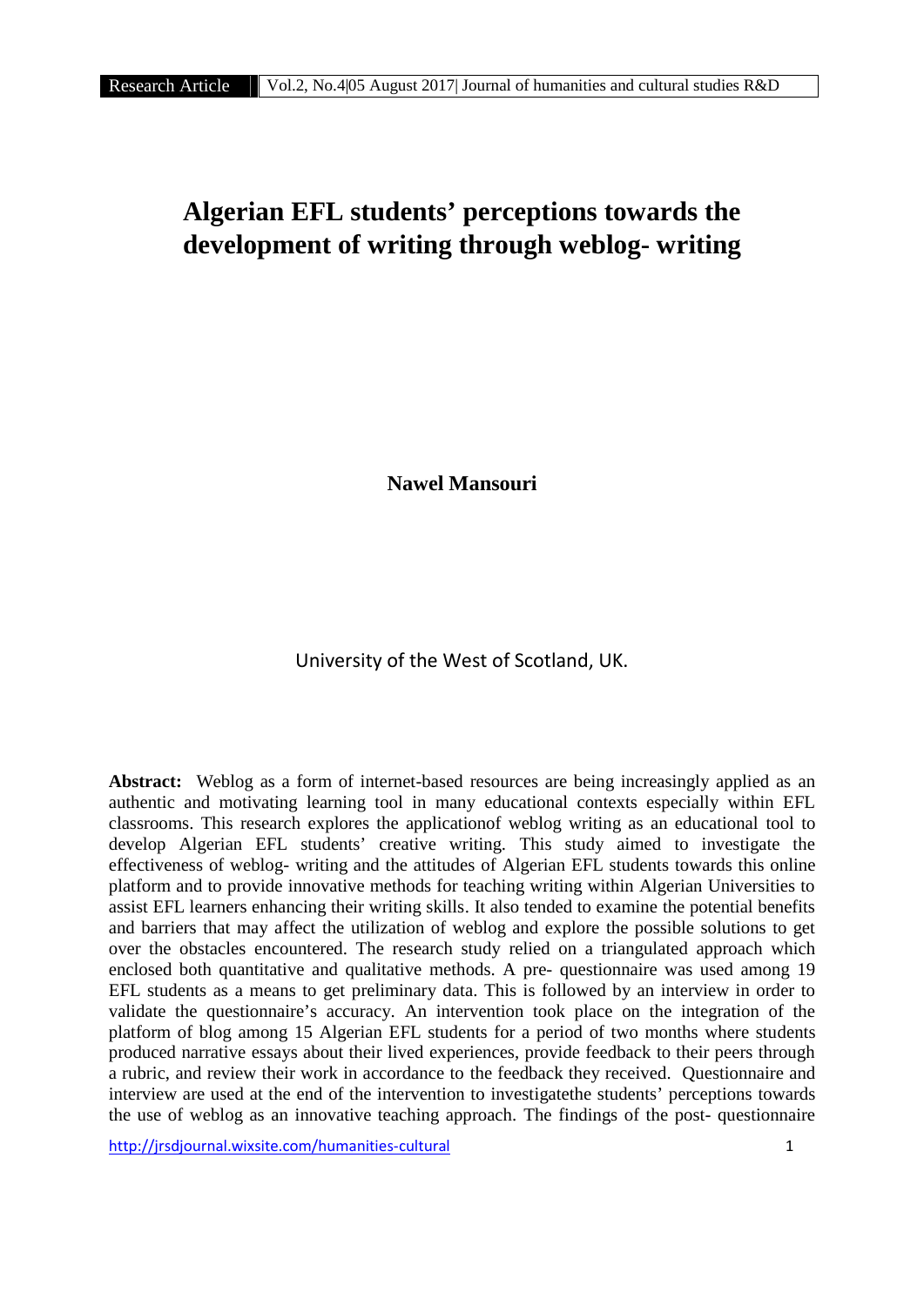# Algerian EFL students' perceptions towards the development of writing through weblog- writing

**Nawel Mansouri**

University of the West of Scotland, UK.

**Abstract:** Weblog as a form of internet-based resources are being increasingly applied as an authentic and motivating learning tool in many educational contexts especially within EFL classrooms. This research explores the applicationof weblog writing as an educational tool to develop Algerian EFL students' creative writing. This study aimed to investigate the effectiveness of weblog- writing and the attitudes of Algerian EFL students towards this online platform and to provide innovative methods for teaching writing within Algerian Universities to assist EFL learners enhancing their writing skills. It also tended to examine the potential benefits and barriers that may affect the utilization of weblog and explore the possible solutions to get over the obstacles encountered. The research study relied on a triangulated approach which enclosed both quantitative and qualitative methods. A pre- questionnaire was used among 19 EFL students as a means to get preliminary data. This is followed by an interview in order to validate the questionnaire's accuracy. An intervention took place on the integration of the platform of blog among 15 Algerian EFL students for a period of two months where students produced narrative essays about their lived experiences, provide feedback to their peers through a rubric, and review their work in accordance to the feedback they received. Questionnaire and interview are used at the end of the intervention to investigatethe students' perceptions towards the use of weblog as an innovative teaching approach. The findings of the post- questionnaire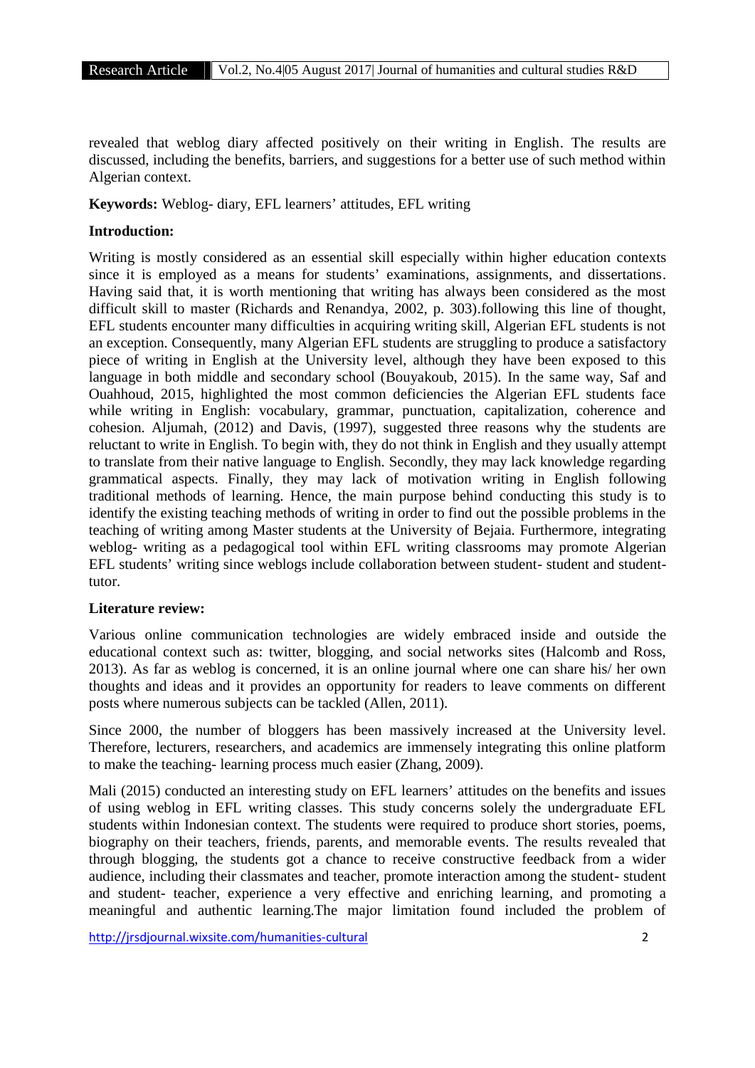revealed that weblog diary affected positively on their writing in English. The results are discussed, including the benefits, barriers, and suggestions for a better use of such method within Algerian context.

**Keywords:** Weblog- diary, EFL learners' attitudes, EFL writing

**Introduction:**

Writing is mostly considered as an essential skill especially within higher education contexts since it is employed as a means for students' examinations, assignments, and dissertations. Having said that, it is worth mentioning that writing has always been considered as the most difficult skill to master (Richards and Renandya, 2002, p. 303).following this line of thought, EFL students encounter many difficulties in acquiring writing skill, Algerian EFL students is not an exception. Consequently, many Algerian EFL students are struggling to produce a satisfactory piece of writing in English at the University level, although they have been exposed to this language in both middle and secondary school (Bouyakoub, 2015). In the same way, Saf and Ouahhoud, 2015, highlighted the most common deficiencies the Algerian EFL students face while writing in English: vocabulary, grammar, punctuation, capitalization, coherence and cohesion. Aljumah, (2012) and Davis, (1997), suggested three reasons why the students are reluctant to write in English. To begin with, they do not think in English and they usually attempt to translate from their native language to English. Secondly, they may lack knowledge regarding grammatical aspects. Finally, they may lack of motivation writing in English following traditional methods of learning. Hence, the main purpose behind conducting this study is to identify the existing teaching methods of writing in order to find out the possible problems in the teaching of writing among Master students at the University of Bejaia. Furthermore, integrating weblog- writing as a pedagogical tool within EFL writing classrooms may promote Algerian EFL students' writing since weblogs include collaboration between student- student and student- tutor.

**Literature review:**

Various online communication technologies are widely embraced inside and outside the educational context such as: twitter, blogging, and social networks sites (Halcomb and Ross, 2013). As far as weblog is concerned, it is an online journal where one can share his/ her own thoughts and ideas and it provides an opportunity for readers to leave comments on different posts where numerous subjects can be tackled (Allen, 2011).

Since 2000, the number of bloggers has been massively increased at the University level. Therefore, lecturers, researchers, and academics are immensely integrating this online platform to make the teaching- learning process much easier (Zhang, 2009).

Mali (2015) conducted an interesting study on EFL learners' attitudes on the benefits and issues of using weblog in EFL writing classes. This study concerns solely the undergraduate EFL students within Indonesian context. The students were required to produce short stories, poems, biography on their teachers, friends, parents, and memorable events. The results revealed that through blogging, the students got a chance to receive constructive feedback from a wider audience, including their classmates and teacher, promote interaction among the student- student and student- teacher, experience a very effective and enriching learning, and promoting a meaningful and authentic learning.The major limitation found included the problem of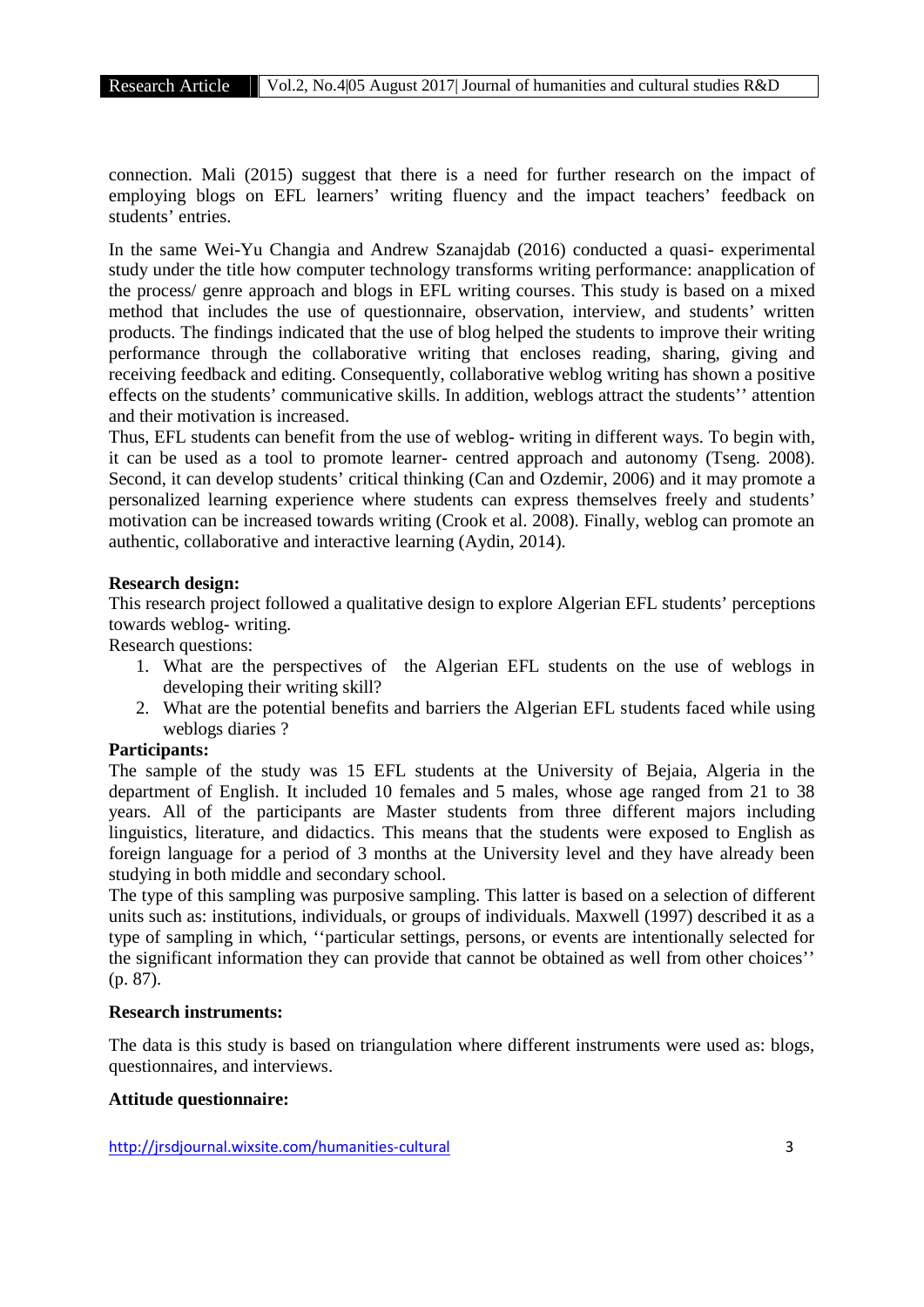connection. Mali (2015) suggest that there is a need for further research on the impact of employing blogs on EFL learners' writing fluency and the impact teachers' feedback on students' entries.

In the same Wei-Yu Changia and Andrew Szanajdab (2016) conducted a quasi- experimental study under the title how computer technology transforms writing performance: anapplication of the process/ genre approach and blogs in EFL writing courses. This study is based on a mixed method that includes the use of questionnaire, observation, interview, and students' written products. The findings indicated that the use of blog helped the students to improve their writing performance through the collaborative writing that encloses reading, sharing, giving and receiving feedback and editing. Consequently, collaborative weblog writing has shown a positive effects on the students' communicative skills. In addition, weblogs attract the students'' attention and their motivation is increased.

Thus, EFL students can benefit from the use of weblog- writing in different ways. To begin with, it can be used as a tool to promote learner- centred approach and autonomy (Tseng. 2008). Second, it can develop students' critical thinking (Can and Ozdemir, 2006) and it may promote a personalized learning experience where students can express themselves freely and students' motivation can be increased towards writing (Crook et al. 2008). Finally, weblog can promote an authentic, collaborative and interactive learning (Aydin, 2014).

**Research design:**

This research project followed a qualitative design to explore Algerian EFL students' perceptions towards weblog- writing.

Research questions:

1. What are the perspectives of the Algerian EFL students on the use of weblogs in developing their writing skill?
2. What are the potential benefits and barriers the Algerian EFL students faced while using weblogs diaries ?

**Participants:**

The sample of the study was 15 EFL students at the University of Bejaia, Algeria in the department of English. It included 10 females and 5 males, whose age ranged from 21 to 38 years. All of the participants are Master students from three different majors including linguistics, literature, and didactics. This means that the students were exposed to English as foreign language for a period of 3 months at the University level and they have already been studying in both middle and secondary school.

The type of this sampling was purposive sampling. This latter is based on a selection of different units such as: institutions, individuals, or groups of individuals. Maxwell (1997) described it as a type of sampling in which, ''particular settings, persons, or events are intentionally selected for the significant information they can provide that cannot be obtained as well from other choices'' (p. 87).

**Research instruments:**

The data is this study is based on triangulation where different instruments were used as: blogs, questionnaires, and interviews.

**Attitude questionnaire:**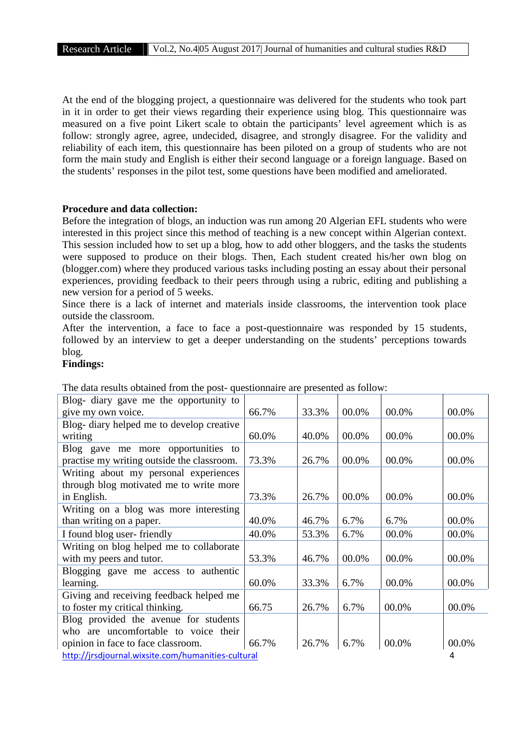At the end of the blogging project, a questionnaire was delivered for the students who took part in it in order to get their views regarding their experience using blog. This questionnaire was measured on a five point Likert scale to obtain the participants' level agreement which is as follow: strongly agree, agree, undecided, disagree, and strongly disagree. For the validity and reliability of each item, this questionnaire has been piloted on a group of students who are not form the main study and English is either their second language or a foreign language. Based on the students' responses in the pilot test, some questions have been modified and ameliorated.

**Procedure and data collection:**

Before the integration of blogs, an induction was run among 20 Algerian EFL students who were interested in this project since this method of teaching is a new concept within Algerian context. This session included how to set up a blog, how to add other bloggers, and the tasks the students were supposed to produce on their blogs. Then, Each student created his/her own blog on (blogger.com) where they produced various tasks including posting an essay about their personal experiences, providing feedback to their peers through using a rubric, editing and publishing a new version for a period of 5 weeks.

Since there is a lack of internet and materials inside classrooms, the intervention took place outside the classroom.

After the intervention, a face to face a post-questionnaire was responded by 15 students, followed by an interview to get a deeper understanding on the students' perceptions towards blog.

**Findings:**

The data results obtained from the post- questionnaire are presented as follow:

| | | | | | |
|---|---|---|---|---|---|
| Blog- diary gave me the opportunity to give my own voice. | 66.7% | 33.3% | 00.0% | 00.0% | 00.0% |
| Blog- diary helped me to develop creative writing | 60.0% | 40.0% | 00.0% | 00.0% | 00.0% |
| Blog gave me more opportunities to practise my writing outside the classroom. | 73.3% | 26.7% | 00.0% | 00.0% | 00.0% |
| Writing about my personal experiences through blog motivated me to write more in English. | 73.3% | 26.7% | 00.0% | 00.0% | 00.0% |
| Writing on a blog was more interesting than writing on a paper. | 40.0% | 46.7% | 6.7% | 6.7% | 00.0% |
| I found blog user- friendly | 40.0% | 53.3% | 6.7% | 00.0% | 00.0% |
| Writing on blog helped me to collaborate with my peers and tutor. | 53.3% | 46.7% | 00.0% | 00.0% | 00.0% |
| Blogging gave me access to authentic learning. | 60.0% | 33.3% | 6.7% | 00.0% | 00.0% |
| Giving and receiving feedback helped me to foster my critical thinking. | 66.75 | 26.7% | 6.7% | 00.0% | 00.0% |
| Blog provided the avenue for students who are uncomfortable to voice their opinion in face to face classroom. | 66.7% | 26.7% | 6.7% | 00.0% | 00.0% |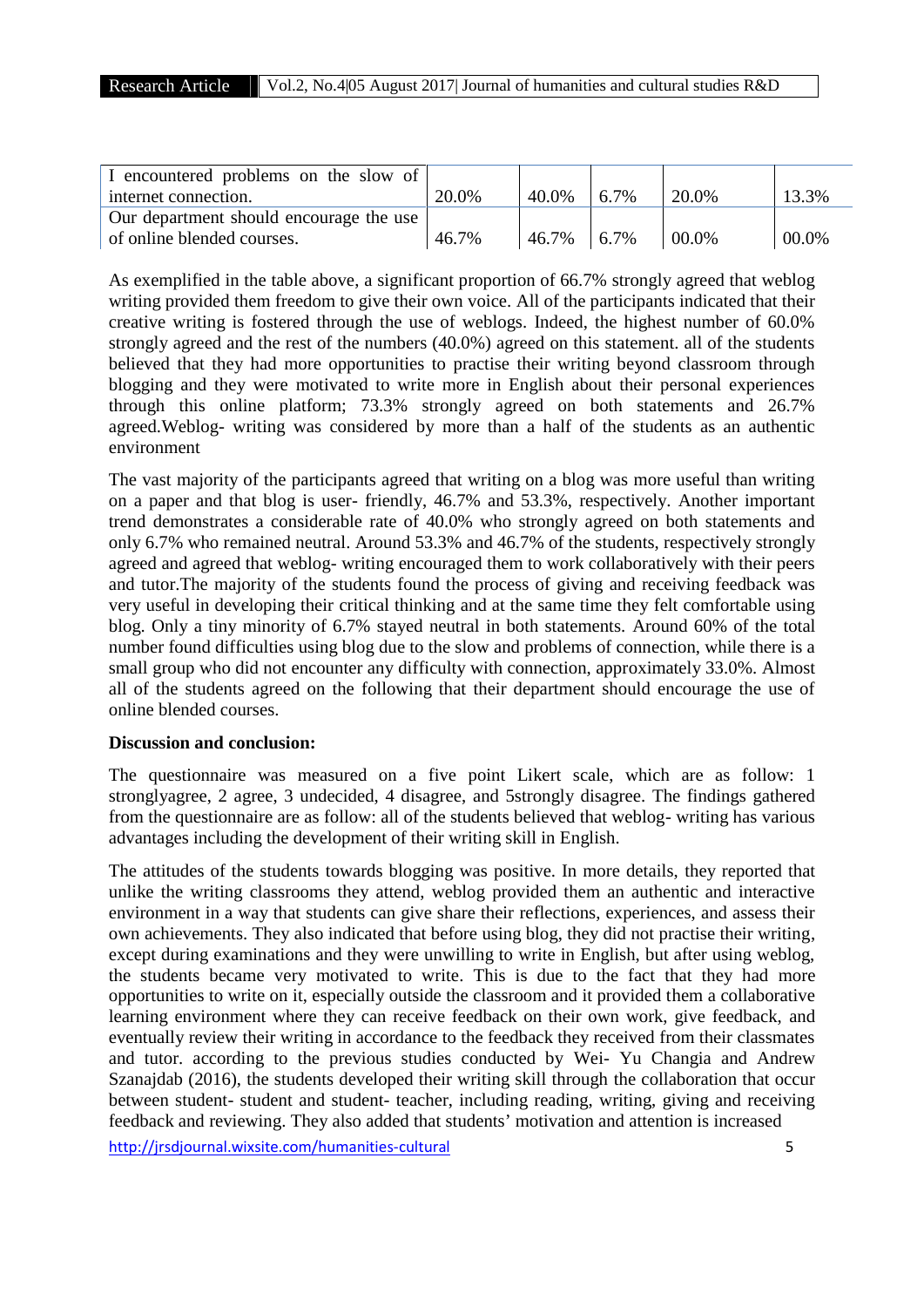| | | | | | |
|---|---|---|---|---|---|
| I encountered problems on the slow of internet connection. | 20.0% | 40.0% | 6.7% | 20.0% | 13.3% |
| Our department should encourage the use of online blended courses. | 46.7% | 46.7% | 6.7% | 00.0% | 00.0% |

As exemplified in the table above, a significant proportion of 66.7% strongly agreed that weblog writing provided them freedom to give their own voice. All of the participants indicated that their creative writing is fostered through the use of weblogs. Indeed, the highest number of 60.0% strongly agreed and the rest of the numbers (40.0%) agreed on this statement. all of the students believed that they had more opportunities to practise their writing beyond classroom through blogging and they were motivated to write more in English about their personal experiences through this online platform; 73.3% strongly agreed on both statements and 26.7% agreed.Weblog- writing was considered by more than a half of the students as an authentic environment

The vast majority of the participants agreed that writing on a blog was more useful than writing on a paper and that blog is user- friendly, 46.7% and 53.3%, respectively. Another important trend demonstrates a considerable rate of 40.0% who strongly agreed on both statements and only 6.7% who remained neutral. Around 53.3% and 46.7% of the students, respectively strongly agreed and agreed that weblog- writing encouraged them to work collaboratively with their peers and tutor.The majority of the students found the process of giving and receiving feedback was very useful in developing their critical thinking and at the same time they felt comfortable using blog. Only a tiny minority of 6.7% stayed neutral in both statements. Around 60% of the total number found difficulties using blog due to the slow and problems of connection, while there is a small group who did not encounter any difficulty with connection, approximately 33.0%. Almost all of the students agreed on the following that their department should encourage the use of online blended courses.

**Discussion and conclusion:**

The questionnaire was measured on a five point Likert scale, which are as follow: 1 stronglyagree, 2 agree, 3 undecided, 4 disagree, and 5strongly disagree. The findings gathered from the questionnaire are as follow: all of the students believed that weblog- writing has various advantages including the development of their writing skill in English.

The attitudes of the students towards blogging was positive. In more details, they reported that unlike the writing classrooms they attend, weblog provided them an authentic and interactive environment in a way that students can give share their reflections, experiences, and assess their own achievements. They also indicated that before using blog, they did not practise their writing, except during examinations and they were unwilling to write in English, but after using weblog, the students became very motivated to write. This is due to the fact that they had more opportunities to write on it, especially outside the classroom and it provided them a collaborative learning environment where they can receive feedback on their own work, give feedback, and eventually review their writing in accordance to the feedback they received from their classmates and tutor. according to the previous studies conducted by Wei- Yu Changia and Andrew Szanajdab (2016), the students developed their writing skill through the collaboration that occur between student- student and student- teacher, including reading, writing, giving and receiving feedback and reviewing. They also added that students' motivation and attention is increased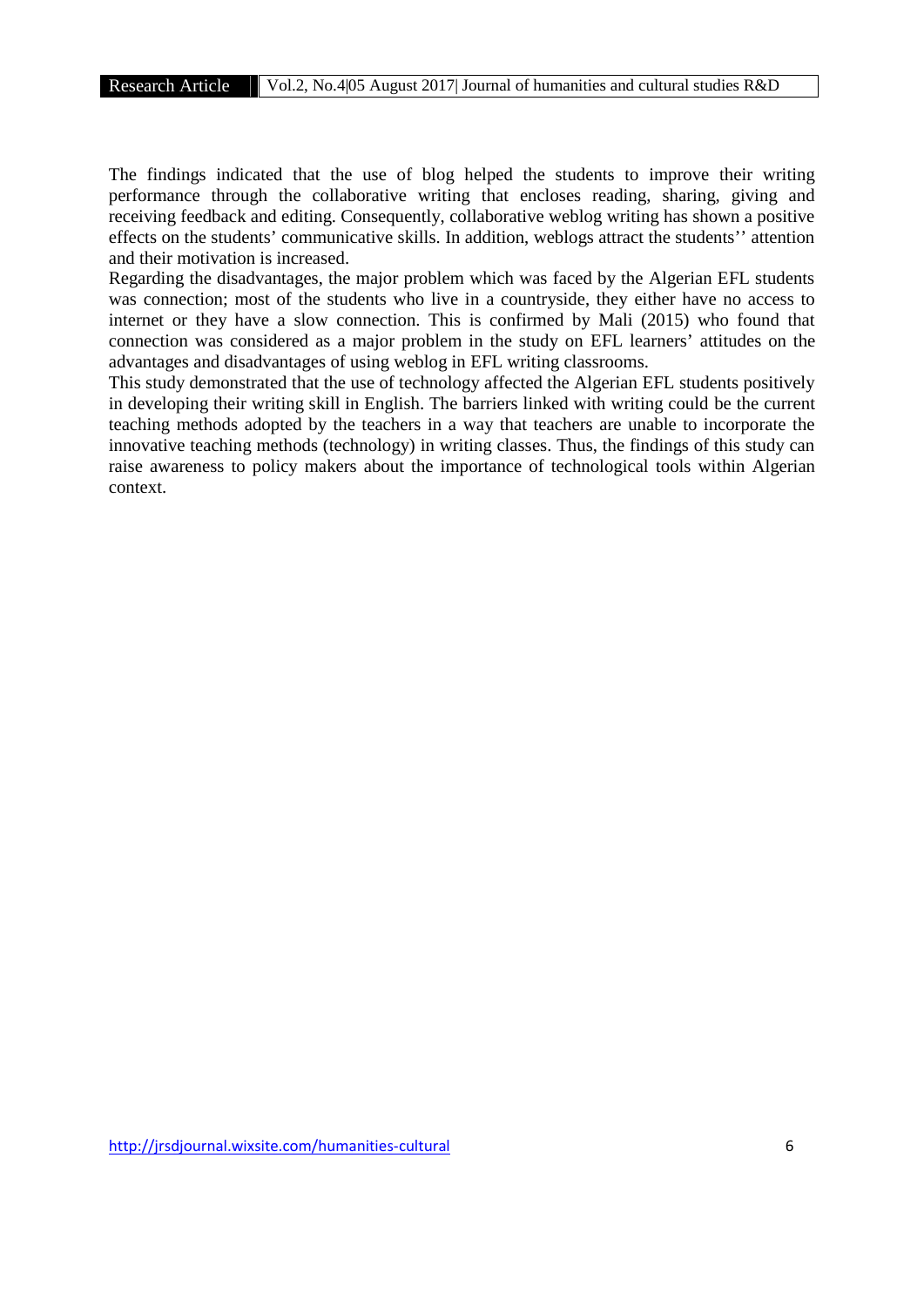The findings indicated that the use of blog helped the students to improve their writing performance through the collaborative writing that encloses reading, sharing, giving and receiving feedback and editing. Consequently, collaborative weblog writing has shown a positive effects on the students' communicative skills. In addition, weblogs attract the students'' attention and their motivation is increased.

Regarding the disadvantages, the major problem which was faced by the Algerian EFL students was connection; most of the students who live in a countryside, they either have no access to internet or they have a slow connection. This is confirmed by Mali (2015) who found that connection was considered as a major problem in the study on EFL learners' attitudes on the advantages and disadvantages of using weblog in EFL writing classrooms.

This study demonstrated that the use of technology affected the Algerian EFL students positively in developing their writing skill in English. The barriers linked with writing could be the current teaching methods adopted by the teachers in a way that teachers are unable to incorporate the innovative teaching methods (technology) in writing classes. Thus, the findings of this study can raise awareness to policy makers about the importance of technological tools within Algerian context.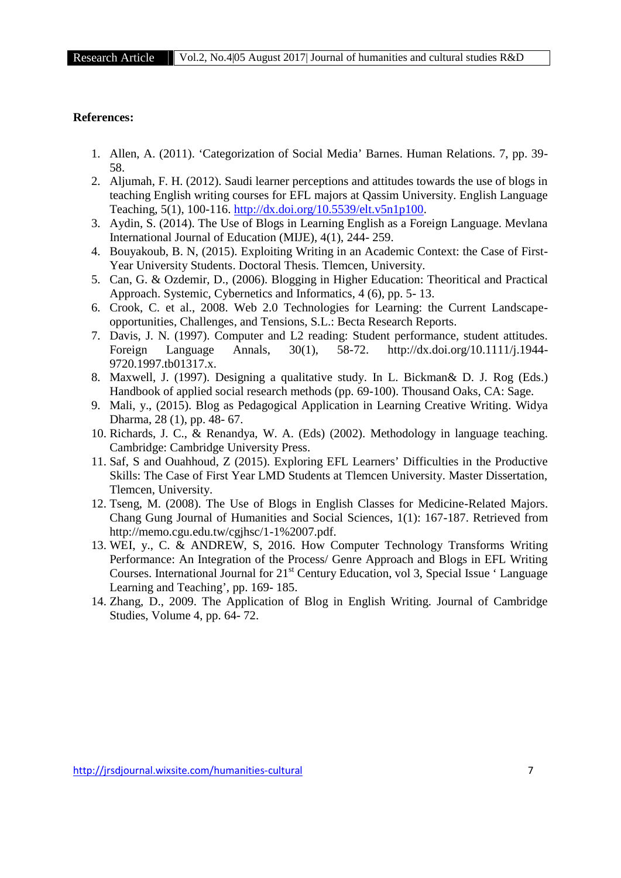**References:**

1. Allen, A. (2011). 'Categorization of Social Media' Barnes. Human Relations. 7, pp. 39-58.
2. Aljumah, F. H. (2012). Saudi learner perceptions and attitudes towards the use of blogs in teaching English writing courses for EFL majors at Qassim University. English Language Teaching, 5(1), 100-116. http://dx.doi.org/10.5539/elt.v5n1p100.
3. Aydin, S. (2014). The Use of Blogs in Learning English as a Foreign Language. Mevlana International Journal of Education (MIJE), 4(1), 244- 259.
4. Bouyakoub, B. N, (2015). Exploiting Writing in an Academic Context: the Case of First-Year University Students. Doctoral Thesis. Tlemcen, University.
5. Can, G. & Ozdemir, D., (2006). Blogging in Higher Education: Theoritical and Practical Approach. Systemic, Cybernetics and Informatics, 4 (6), pp. 5- 13.
6. Crook, C. et al., 2008. Web 2.0 Technologies for Learning: the Current Landscape-opportunities, Challenges, and Tensions, S.L.: Becta Research Reports.
7. Davis, J. N. (1997). Computer and L2 reading: Student performance, student attitudes. Foreign Language Annals, 30(1), 58-72. http://dx.doi.org/10.1111/j.1944-9720.1997.tb01317.x.
8. Maxwell, J. (1997). Designing a qualitative study. In L. Bickman& D. J. Rog (Eds.) Handbook of applied social research methods (pp. 69-100). Thousand Oaks, CA: Sage.
9. Mali, y., (2015). Blog as Pedagogical Application in Learning Creative Writing. Widya Dharma, 28 (1), pp. 48- 67.
10. Richards, J. C., & Renandya, W. A. (Eds) (2002). Methodology in language teaching. Cambridge: Cambridge University Press.
11. Saf, S and Ouahhoud, Z (2015). Exploring EFL Learners' Difficulties in the Productive Skills: The Case of First Year LMD Students at Tlemcen University. Master Dissertation, Tlemcen, University.
12. Tseng, M. (2008). The Use of Blogs in English Classes for Medicine-Related Majors. Chang Gung Journal of Humanities and Social Sciences, 1(1): 167-187. Retrieved from http://memo.cgu.edu.tw/cgjhsc/1-1%2007.pdf.
13. WEI, y., C. & ANDREW, S, 2016. How Computer Technology Transforms Writing Performance: An Integration of the Process/ Genre Approach and Blogs in EFL Writing Courses. International Journal for 21st Century Education, vol 3, Special Issue ' Language Learning and Teaching', pp. 169- 185.
14. Zhang, D., 2009. The Application of Blog in English Writing. Journal of Cambridge Studies, Volume 4, pp. 64- 72.